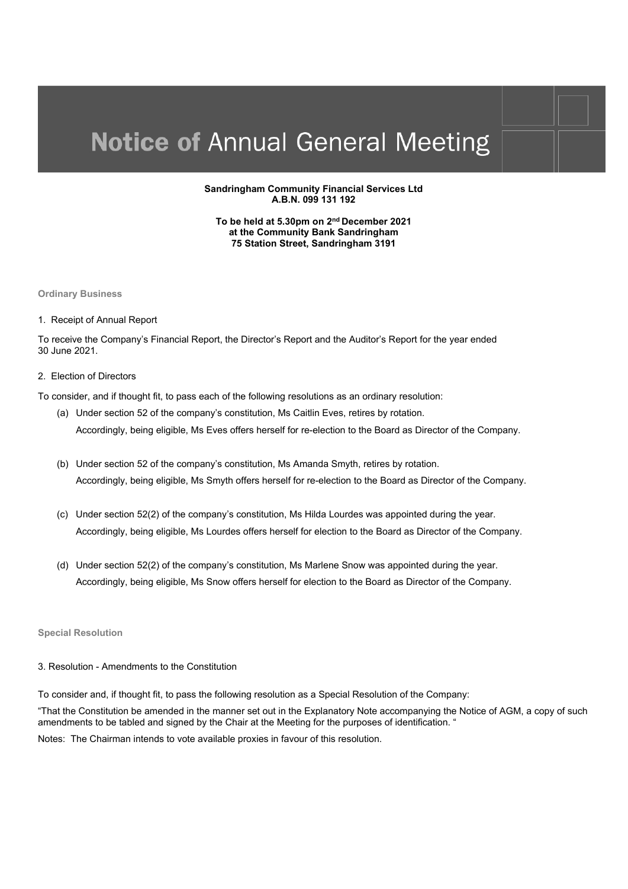# **Notice of** Annual General Meeting

**Sandringham Community Financial Services Ltd**
**A.B.N. 099 131 192**

**To be held at 5.30pm on 2nd December 2021**
**at the Community Bank Sandringham**
**75 Station Street, Sandringham 3191**

## Ordinary Business

1. Receipt of Annual Report

To receive the Company's Financial Report, the Director's Report and the Auditor's Report for the year ended 30 June 2021.

2. Election of Directors

To consider, and if thought fit, to pass each of the following resolutions as an ordinary resolution:

(a) Under section 52 of the company's constitution, Ms Caitlin Eves, retires by rotation.
Accordingly, being eligible, Ms Eves offers herself for re-election to the Board as Director of the Company.

(b) Under section 52 of the company's constitution, Ms Amanda Smyth, retires by rotation.
Accordingly, being eligible, Ms Smyth offers herself for re-election to the Board as Director of the Company.

(c) Under section 52(2) of the company's constitution, Ms Hilda Lourdes was appointed during the year.
Accordingly, being eligible, Ms Lourdes offers herself for election to the Board as Director of the Company.

(d) Under section 52(2) of the company's constitution, Ms Marlene Snow was appointed during the year.
Accordingly, being eligible, Ms Snow offers herself for election to the Board as Director of the Company.

## Special Resolution

3. Resolution - Amendments to the Constitution

To consider and, if thought fit, to pass the following resolution as a Special Resolution of the Company:

"That the Constitution be amended in the manner set out in the Explanatory Note accompanying the Notice of AGM, a copy of such amendments to be tabled and signed by the Chair at the Meeting for the purposes of identification. "

Notes: The Chairman intends to vote available proxies in favour of this resolution.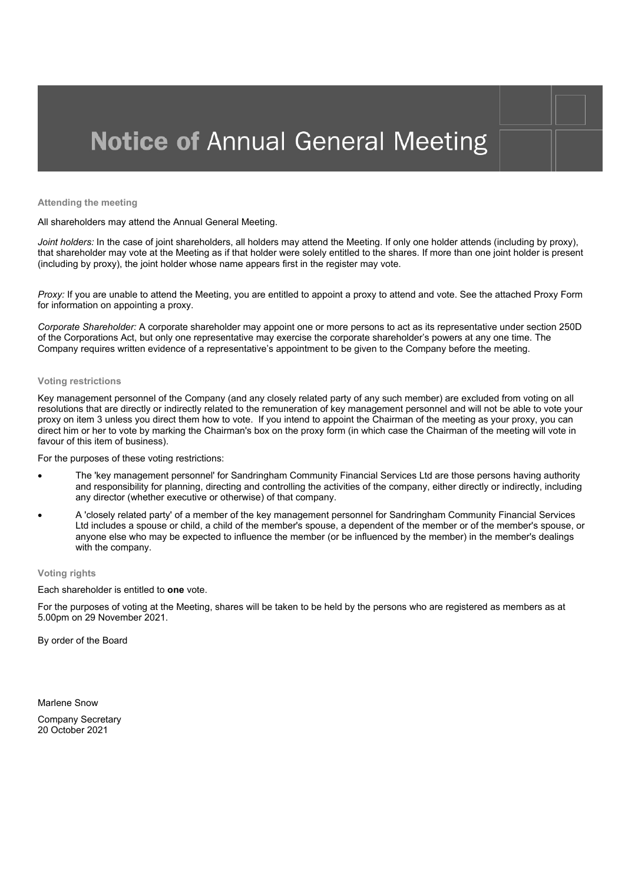# Notice of Annual General Meeting

### Attending the meeting

All shareholders may attend the Annual General Meeting.

*Joint holders:* In the case of joint shareholders, all holders may attend the Meeting. If only one holder attends (including by proxy), that shareholder may vote at the Meeting as if that holder were solely entitled to the shares. If more than one joint holder is present (including by proxy), the joint holder whose name appears first in the register may vote.

*Proxy:* If you are unable to attend the Meeting, you are entitled to appoint a proxy to attend and vote. See the attached Proxy Form for information on appointing a proxy.

*Corporate Shareholder:* A corporate shareholder may appoint one or more persons to act as its representative under section 250D of the Corporations Act, but only one representative may exercise the corporate shareholder's powers at any one time. The Company requires written evidence of a representative's appointment to be given to the Company before the meeting.

### Voting restrictions

Key management personnel of the Company (and any closely related party of any such member) are excluded from voting on all resolutions that are directly or indirectly related to the remuneration of key management personnel and will not be able to vote your proxy on item 3 unless you direct them how to vote. If you intend to appoint the Chairman of the meeting as your proxy, you can direct him or her to vote by marking the Chairman's box on the proxy form (in which case the Chairman of the meeting will vote in favour of this item of business).

For the purposes of these voting restrictions:

- The 'key management personnel' for Sandringham Community Financial Services Ltd are those persons having authority and responsibility for planning, directing and controlling the activities of the company, either directly or indirectly, including any director (whether executive or otherwise) of that company.
- A 'closely related party' of a member of the key management personnel for Sandringham Community Financial Services Ltd includes a spouse or child, a child of the member's spouse, a dependent of the member or of the member's spouse, or anyone else who may be expected to influence the member (or be influenced by the member) in the member's dealings with the company.

### Voting rights

Each shareholder is entitled to **one** vote.

For the purposes of voting at the Meeting, shares will be taken to be held by the persons who are registered as members as at 5.00pm on 29 November 2021.

By order of the Board

Marlene Snow

Company Secretary
20 October 2021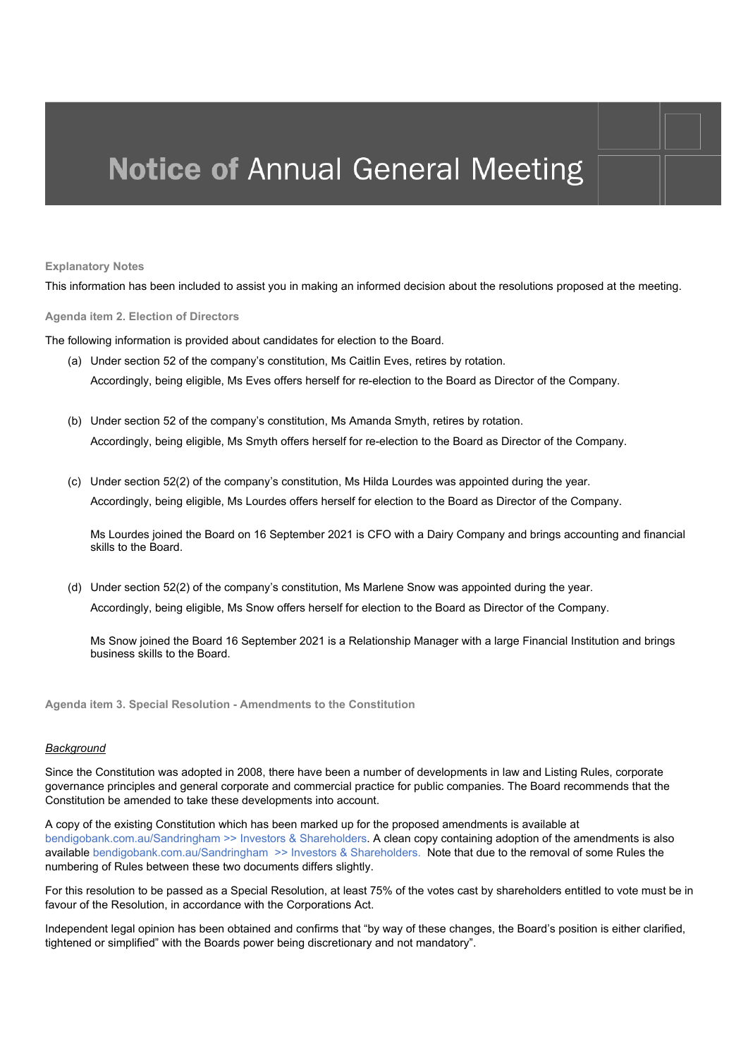# Notice of Annual General Meeting

**Explanatory Notes**

This information has been included to assist you in making an informed decision about the resolutions proposed at the meeting.

**Agenda item 2. Election of Directors**

The following information is provided about candidates for election to the Board.

(a) Under section 52 of the company's constitution, Ms Caitlin Eves, retires by rotation.

Accordingly, being eligible, Ms Eves offers herself for re-election to the Board as Director of the Company.

(b) Under section 52 of the company's constitution, Ms Amanda Smyth, retires by rotation.

Accordingly, being eligible, Ms Smyth offers herself for re-election to the Board as Director of the Company.

(c) Under section 52(2) of the company's constitution, Ms Hilda Lourdes was appointed during the year.

Accordingly, being eligible, Ms Lourdes offers herself for election to the Board as Director of the Company.

Ms Lourdes joined the Board on 16 September 2021 is CFO with a Dairy Company and brings accounting and financial skills to the Board.

(d) Under section 52(2) of the company's constitution, Ms Marlene Snow was appointed during the year.

Accordingly, being eligible, Ms Snow offers herself for election to the Board as Director of the Company.

Ms Snow joined the Board 16 September 2021 is a Relationship Manager with a large Financial Institution and brings business skills to the Board.

**Agenda item 3. Special Resolution - Amendments to the Constitution**

*Background*

Since the Constitution was adopted in 2008, there have been a number of developments in law and Listing Rules, corporate governance principles and general corporate and commercial practice for public companies. The Board recommends that the Constitution be amended to take these developments into account.

A copy of the existing Constitution which has been marked up for the proposed amendments is available at bendigobank.com.au/Sandringham >> Investors & Shareholders. A clean copy containing adoption of the amendments is also available bendigobank.com.au/Sandringham >> Investors & Shareholders. Note that due to the removal of some Rules the numbering of Rules between these two documents differs slightly.

For this resolution to be passed as a Special Resolution, at least 75% of the votes cast by shareholders entitled to vote must be in favour of the Resolution, in accordance with the Corporations Act.

Independent legal opinion has been obtained and confirms that "by way of these changes, the Board's position is either clarified, tightened or simplified" with the Boards power being discretionary and not mandatory".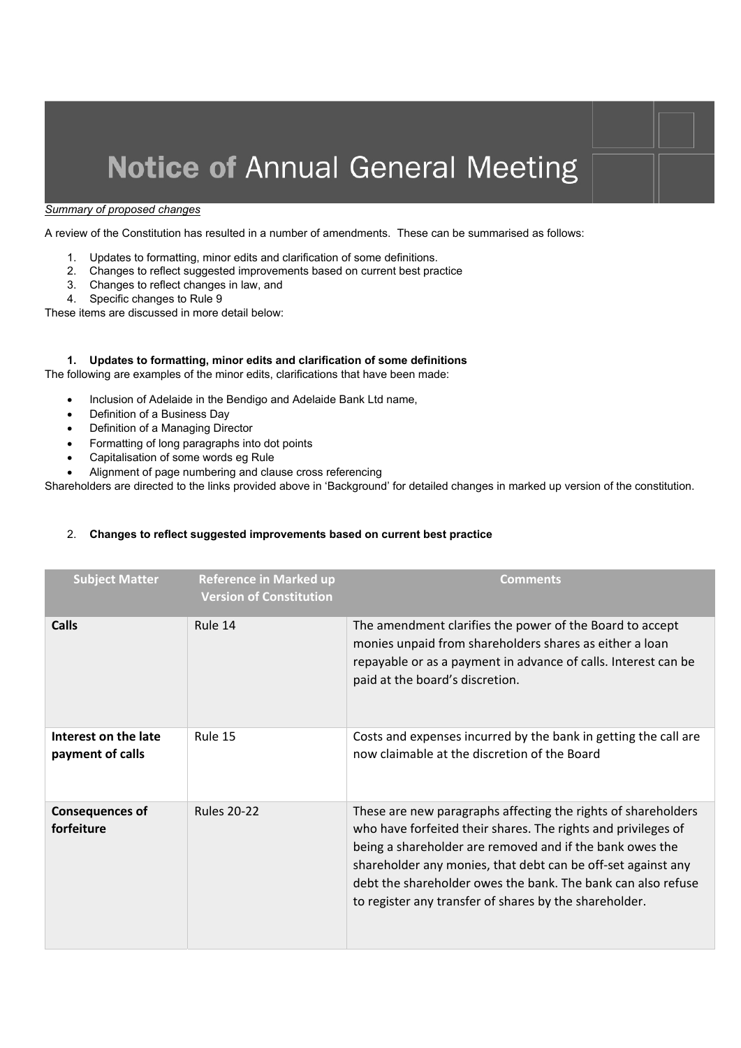# Notice of Annual General Meeting

*Summary of proposed changes*

A review of the Constitution has resulted in a number of amendments. These can be summarised as follows:

1. Updates to formatting, minor edits and clarification of some definitions.
2. Changes to reflect suggested improvements based on current best practice
3. Changes to reflect changes in law, and
4. Specific changes to Rule 9

These items are discussed in more detail below:

### 1. Updates to formatting, minor edits and clarification of some definitions

The following are examples of the minor edits, clarifications that have been made:

- Inclusion of Adelaide in the Bendigo and Adelaide Bank Ltd name,
- Definition of a Business Day
- Definition of a Managing Director
- Formatting of long paragraphs into dot points
- Capitalisation of some words eg Rule
- Alignment of page numbering and clause cross referencing

Shareholders are directed to the links provided above in 'Background' for detailed changes in marked up version of the constitution.

### 2. Changes to reflect suggested improvements based on current best practice

| Subject Matter | Reference in Marked up Version of Constitution | Comments |
|---|---|---|
| **Calls** | Rule 14 | The amendment clarifies the power of the Board to accept monies unpaid from shareholders shares as either a loan repayable or as a payment in advance of calls. Interest can be paid at the board's discretion. |
| **Interest on the late payment of calls** | Rule 15 | Costs and expenses incurred by the bank in getting the call are now claimable at the discretion of the Board |
| **Consequences of forfeiture** | Rules 20-22 | These are new paragraphs affecting the rights of shareholders who have forfeited their shares. The rights and privileges of being a shareholder are removed and if the bank owes the shareholder any monies, that debt can be off-set against any debt the shareholder owes the bank. The bank can also refuse to register any transfer of shares by the shareholder. |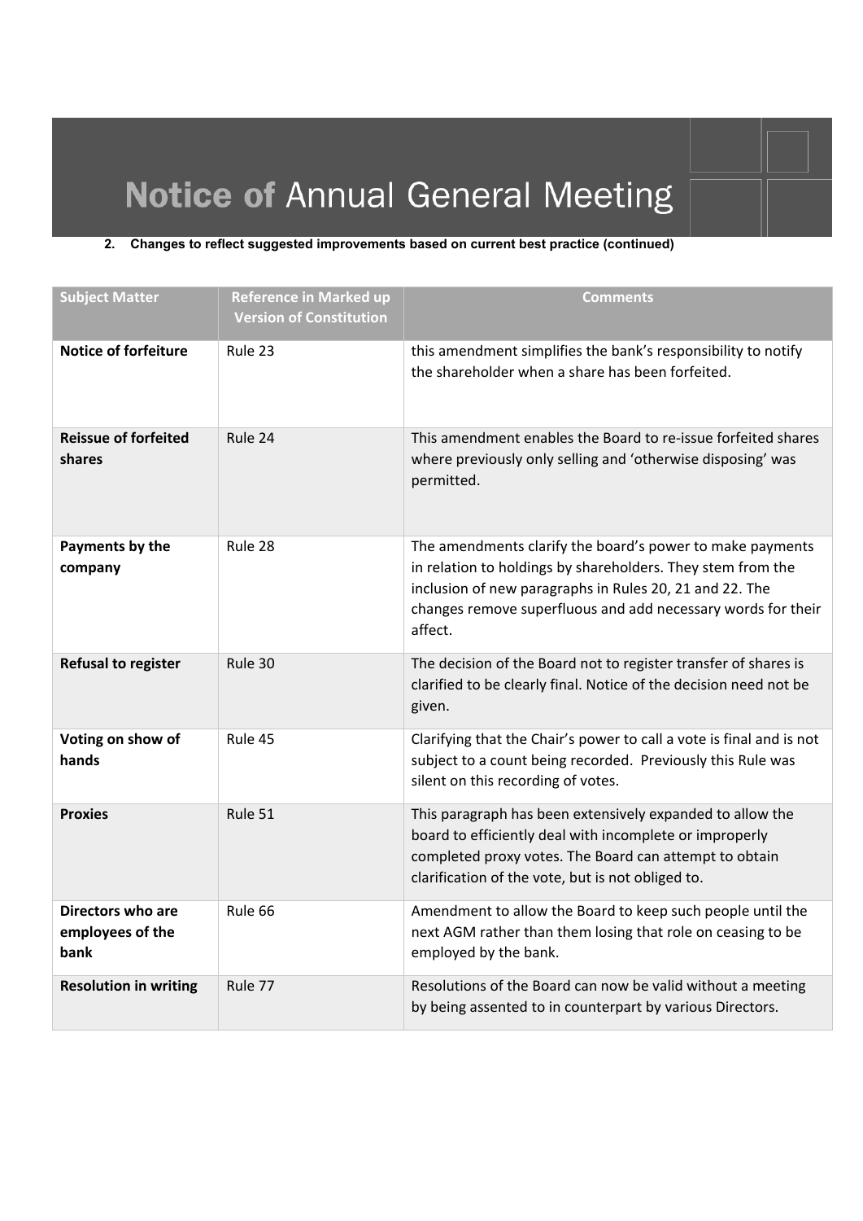# Notice of Annual General Meeting

**2. Changes to reflect suggested improvements based on current best practice (continued)**

| Subject Matter | Reference in Marked up Version of Constitution | Comments |
|---|---|---|
| **Notice of forfeiture** | Rule 23 | this amendment simplifies the bank's responsibility to notify the shareholder when a share has been forfeited. |
| **Reissue of forfeited shares** | Rule 24 | This amendment enables the Board to re-issue forfeited shares where previously only selling and 'otherwise disposing' was permitted. |
| **Payments by the company** | Rule 28 | The amendments clarify the board's power to make payments in relation to holdings by shareholders. They stem from the inclusion of new paragraphs in Rules 20, 21 and 22. The changes remove superfluous and add necessary words for their affect. |
| **Refusal to register** | Rule 30 | The decision of the Board not to register transfer of shares is clarified to be clearly final. Notice of the decision need not be given. |
| **Voting on show of hands** | Rule 45 | Clarifying that the Chair's power to call a vote is final and is not subject to a count being recorded. Previously this Rule was silent on this recording of votes. |
| **Proxies** | Rule 51 | This paragraph has been extensively expanded to allow the board to efficiently deal with incomplete or improperly completed proxy votes. The Board can attempt to obtain clarification of the vote, but is not obliged to. |
| **Directors who are employees of the bank** | Rule 66 | Amendment to allow the Board to keep such people until the next AGM rather than them losing that role on ceasing to be employed by the bank. |
| **Resolution in writing** | Rule 77 | Resolutions of the Board can now be valid without a meeting by being assented to in counterpart by various Directors. |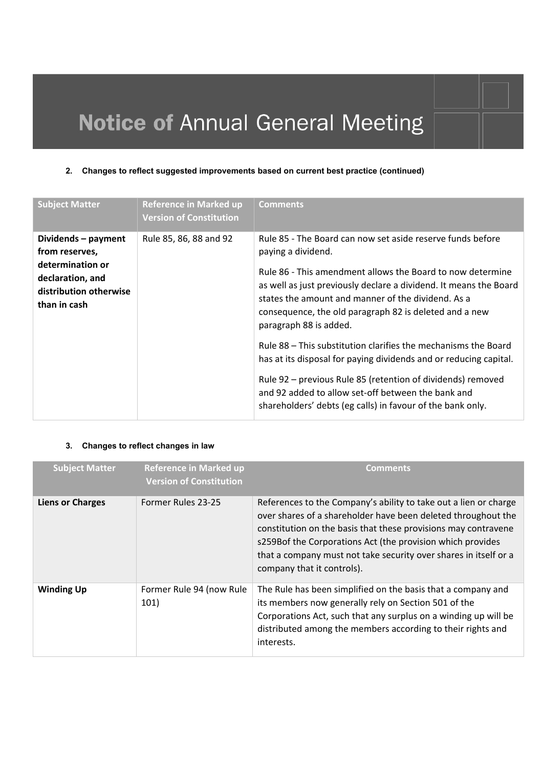# Notice of Annual General Meeting

**2. Changes to reflect suggested improvements based on current best practice (continued)**

| Subject Matter | Reference in Marked up Version of Constitution | Comments |
|---|---|---|
| **Dividends – payment from reserves, determination or declaration, and distribution otherwise than in cash** | Rule 85, 86, 88 and 92 | Rule 85 - The Board can now set aside reserve funds before paying a dividend.<br><br>Rule 86 - This amendment allows the Board to now determine as well as just previously declare a dividend. It means the Board states the amount and manner of the dividend. As a consequence, the old paragraph 82 is deleted and a new paragraph 88 is added.<br><br>Rule 88 – This substitution clarifies the mechanisms the Board has at its disposal for paying dividends and or reducing capital.<br><br>Rule 92 – previous Rule 85 (retention of dividends) removed and 92 added to allow set-off between the bank and shareholders' debts (eg calls) in favour of the bank only. |

**3. Changes to reflect changes in law**

| Subject Matter | Reference in Marked up Version of Constitution | Comments |
|---|---|---|
| **Liens or Charges** | Former Rules 23-25 | References to the Company's ability to take out a lien or charge over shares of a shareholder have been deleted throughout the constitution on the basis that these provisions may contravene s259Bof the Corporations Act (the provision which provides that a company must not take security over shares in itself or a company that it controls). |
| **Winding Up** | Former Rule 94 (now Rule 101) | The Rule has been simplified on the basis that a company and its members now generally rely on Section 501 of the Corporations Act, such that any surplus on a winding up will be distributed among the members according to their rights and interests. |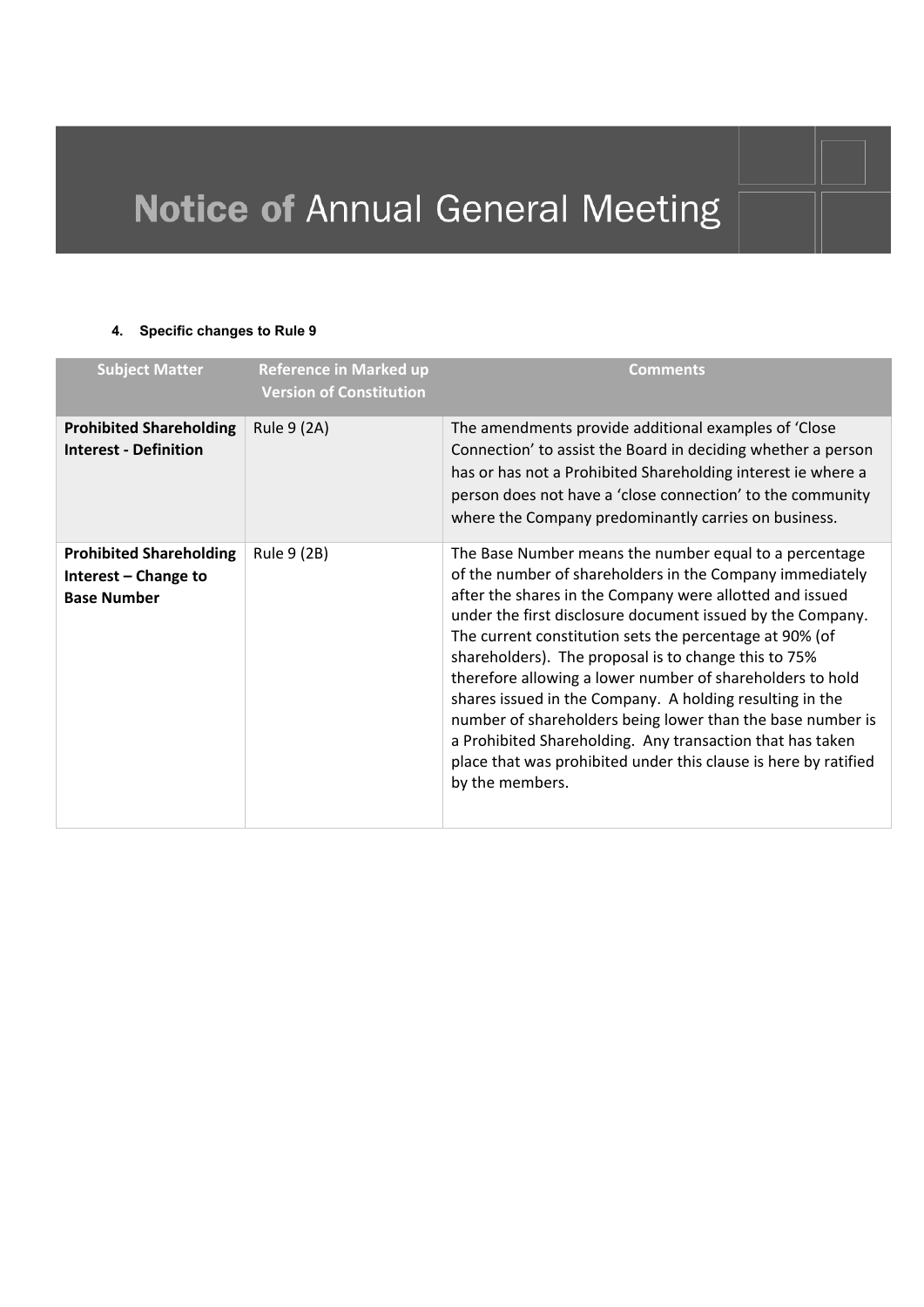# Notice of Annual General Meeting

### 4. Specific changes to Rule 9

| Subject Matter | Reference in Marked up Version of Constitution | Comments |
| --- | --- | --- |
| **Prohibited Shareholding Interest - Definition** | Rule 9 (2A) | The amendments provide additional examples of 'Close Connection' to assist the Board in deciding whether a person has or has not a Prohibited Shareholding interest ie where a person does not have a 'close connection' to the community where the Company predominantly carries on business. |
| **Prohibited Shareholding Interest – Change to Base Number** | Rule 9 (2B) | The Base Number means the number equal to a percentage of the number of shareholders in the Company immediately after the shares in the Company were allotted and issued under the first disclosure document issued by the Company. The current constitution sets the percentage at 90% (of shareholders). The proposal is to change this to 75% therefore allowing a lower number of shareholders to hold shares issued in the Company. A holding resulting in the number of shareholders being lower than the base number is a Prohibited Shareholding. Any transaction that has taken place that was prohibited under this clause is here by ratified by the members. |